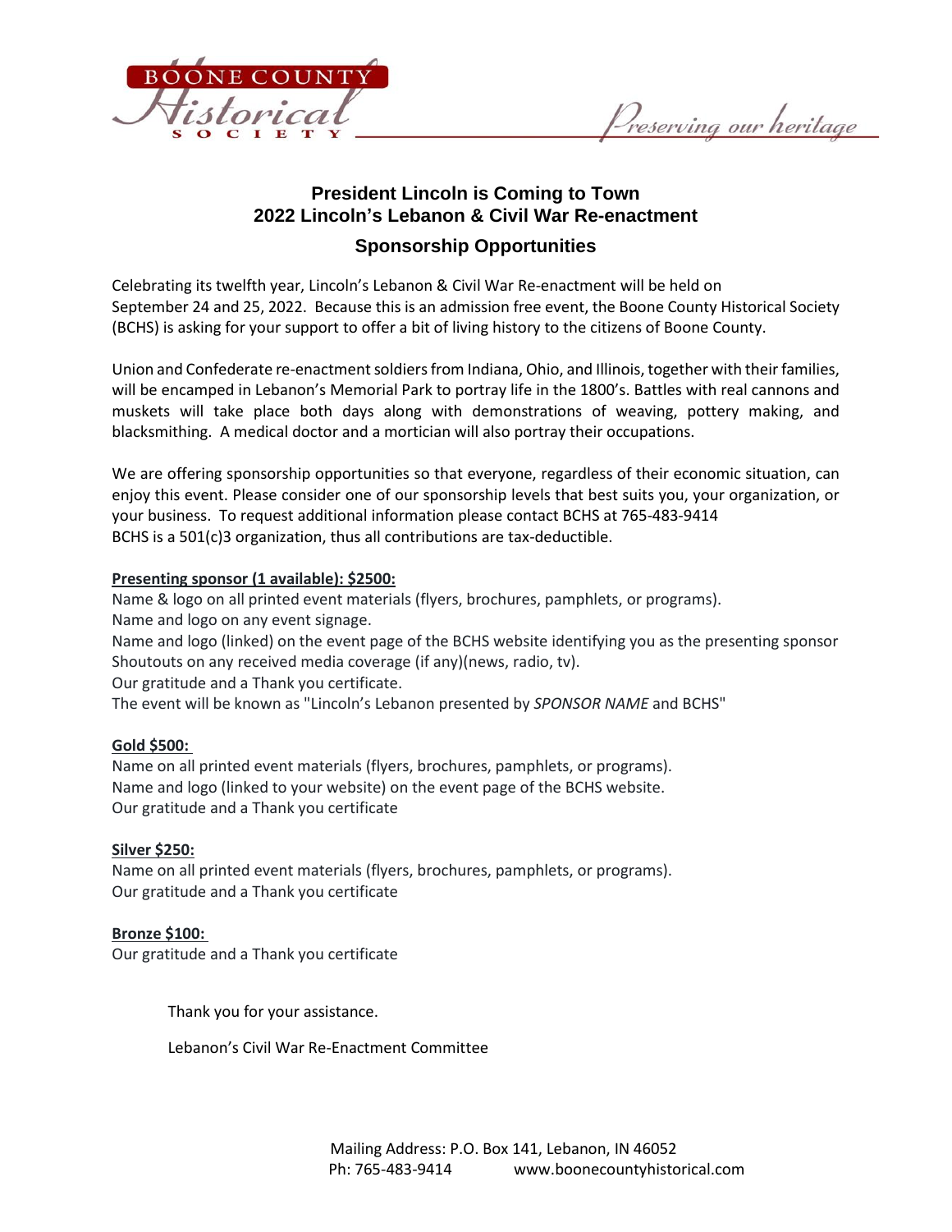BOONE COUNTY Historical SOCIETY

*Preserving our heritage*

## President Lincoln is Coming to Town
## 2022 Lincoln's Lebanon & Civil War Re-enactment

### Sponsorship Opportunities

Celebrating its twelfth year, Lincoln's Lebanon & Civil War Re-enactment will be held on September 24 and 25, 2022. Because this is an admission free event, the Boone County Historical Society (BCHS) is asking for your support to offer a bit of living history to the citizens of Boone County.

Union and Confederate re-enactment soldiers from Indiana, Ohio, and Illinois, together with their families, will be encamped in Lebanon's Memorial Park to portray life in the 1800's. Battles with real cannons and muskets will take place both days along with demonstrations of weaving, pottery making, and blacksmithing. A medical doctor and a mortician will also portray their occupations.

We are offering sponsorship opportunities so that everyone, regardless of their economic situation, can enjoy this event. Please consider one of our sponsorship levels that best suits you, your organization, or your business. To request additional information please contact BCHS at 765-483-9414
BCHS is a 501(c)3 organization, thus all contributions are tax-deductible.

**Presenting sponsor (1 available): $2500:**

Name & logo on all printed event materials (flyers, brochures, pamphlets, or programs).
Name and logo on any event signage.
Name and logo (linked) on the event page of the BCHS website identifying you as the presenting sponsor
Shoutouts on any received media coverage (if any)(news, radio, tv).
Our gratitude and a Thank you certificate.
The event will be known as "Lincoln's Lebanon presented by *SPONSOR NAME* and BCHS"

**Gold $500:**

Name on all printed event materials (flyers, brochures, pamphlets, or programs).
Name and logo (linked to your website) on the event page of the BCHS website.
Our gratitude and a Thank you certificate

**Silver $250:**

Name on all printed event materials (flyers, brochures, pamphlets, or programs).
Our gratitude and a Thank you certificate

**Bronze $100:**

Our gratitude and a Thank you certificate

Thank you for your assistance.

Lebanon's Civil War Re-Enactment Committee

Mailing Address: P.O. Box 141, Lebanon, IN 46052
Ph: 765-483-9414 www.boonecountyhistorical.com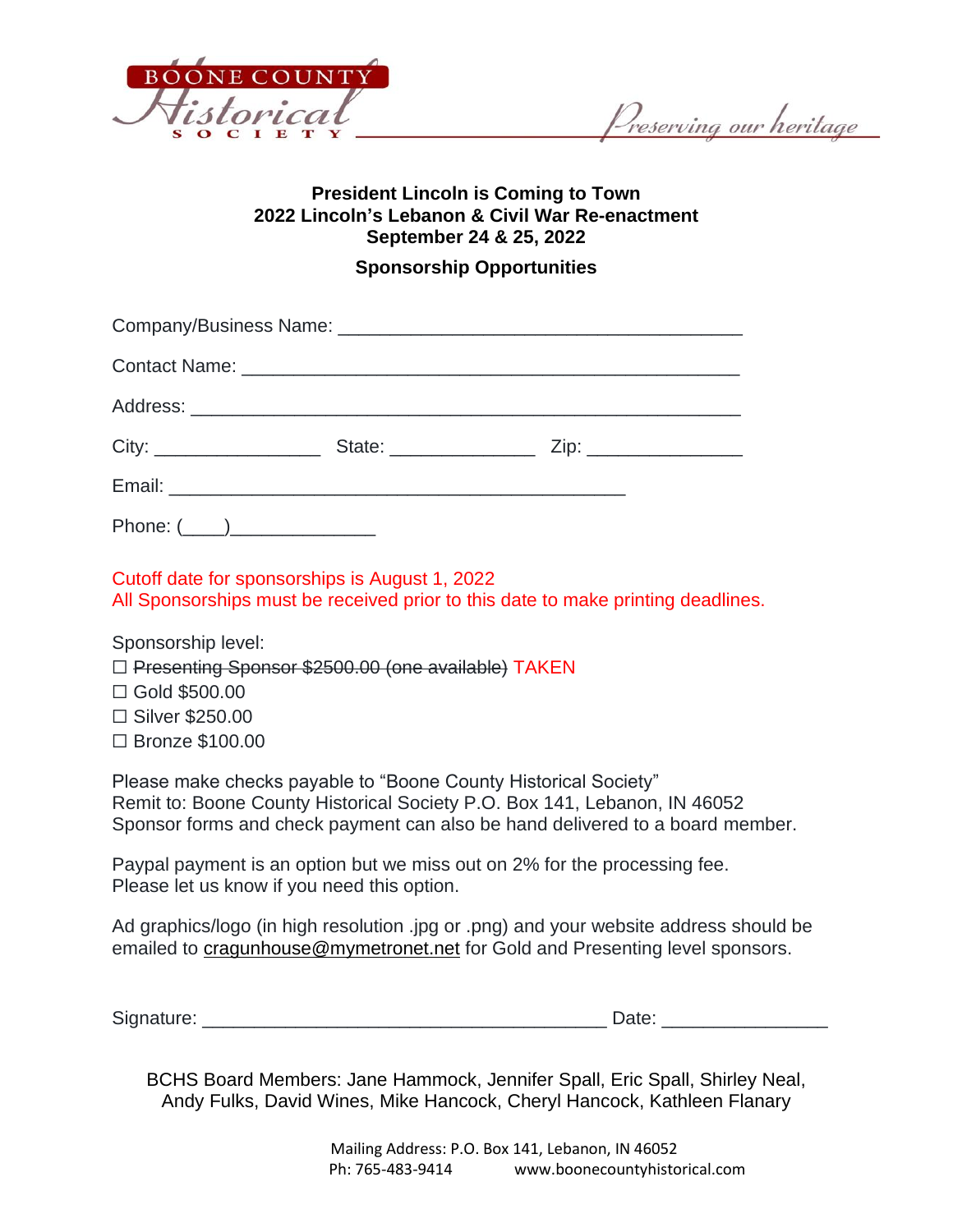BOONE COUNTY Historical SOCIETY — *Preserving our heritage*

**President Lincoln is Coming to Town**
**2022 Lincoln's Lebanon & Civil War Re-enactment**
**September 24 & 25, 2022**

**Sponsorship Opportunities**

Company/Business Name: ______________________________________

Contact Name: _______________________________________________

Address: ___________________________________________________

City: ________________ State: ______________ Zip: _______________

Email: ____________________________________________

Phone: (____)______________

Cutoff date for sponsorships is August 1, 2022
All Sponsorships must be received prior to this date to make printing deadlines.

Sponsorship level:

☐ ~~Presenting Sponsor $2500.00 (one available)~~ TAKEN
☐ Gold $500.00
☐ Silver $250.00
☐ Bronze $100.00

Please make checks payable to "Boone County Historical Society"
Remit to: Boone County Historical Society P.O. Box 141, Lebanon, IN 46052
Sponsor forms and check payment can also be hand delivered to a board member.

Paypal payment is an option but we miss out on 2% for the processing fee.
Please let us know if you need this option.

Ad graphics/logo (in high resolution .jpg or .png) and your website address should be emailed to cragunhouse@mymetronet.net for Gold and Presenting level sponsors.

Signature: _______________________________________ Date: ________________

BCHS Board Members: Jane Hammock, Jennifer Spall, Eric Spall, Shirley Neal, Andy Fulks, David Wines, Mike Hancock, Cheryl Hancock, Kathleen Flanary

Mailing Address: P.O. Box 141, Lebanon, IN 46052
Ph: 765-483-9414 www.boonecountyhistorical.com